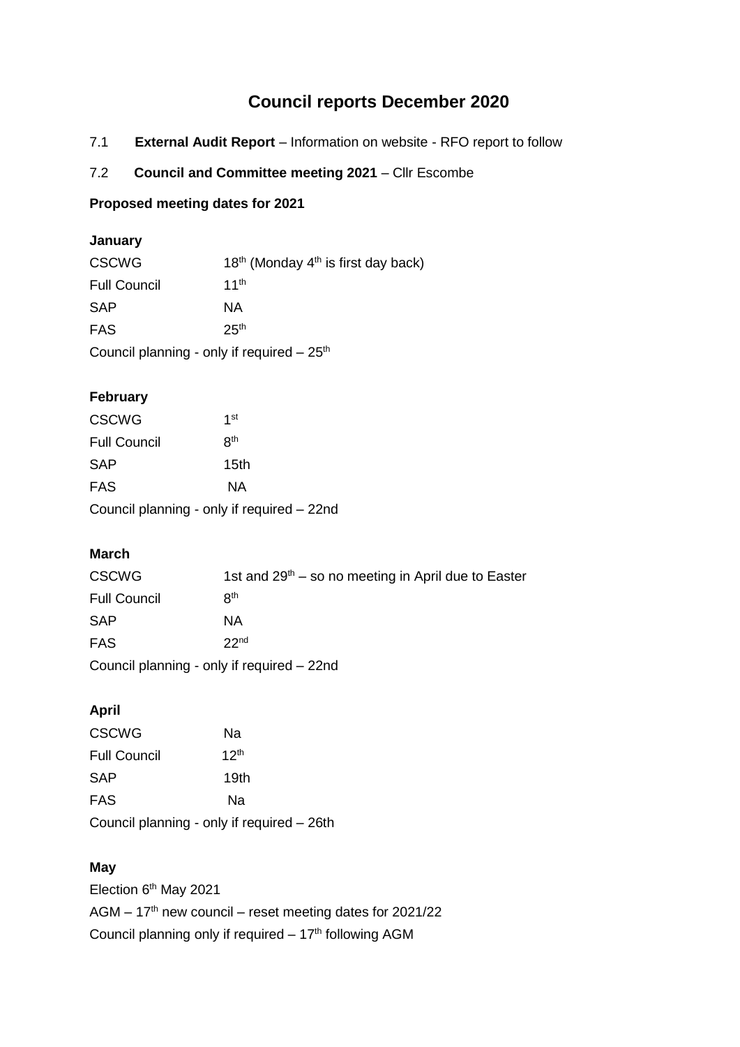# Council reports December 2020

7.1 **External Audit Report** – Information on website - RFO report to follow

7.2 **Council and Committee meeting 2021** – Cllr Escombe

**Proposed meeting dates for 2021**

**January**

CSCWG 18th (Monday 4th is first day back)
Full Council 11th
SAP NA
FAS 25th
Council planning - only if required – 25th

**February**

CSCWG 1st
Full Council 8th
SAP 15th
FAS NA
Council planning - only if required – 22nd

**March**

CSCWG 1st and 29th – so no meeting in April due to Easter
Full Council 8th
SAP NA
FAS 22nd
Council planning - only if required – 22nd

**April**

CSCWG Na
Full Council 12th
SAP 19th
FAS Na
Council planning - only if required – 26th

**May**

Election 6th May 2021
AGM – 17th new council – reset meeting dates for 2021/22
Council planning only if required – 17th following AGM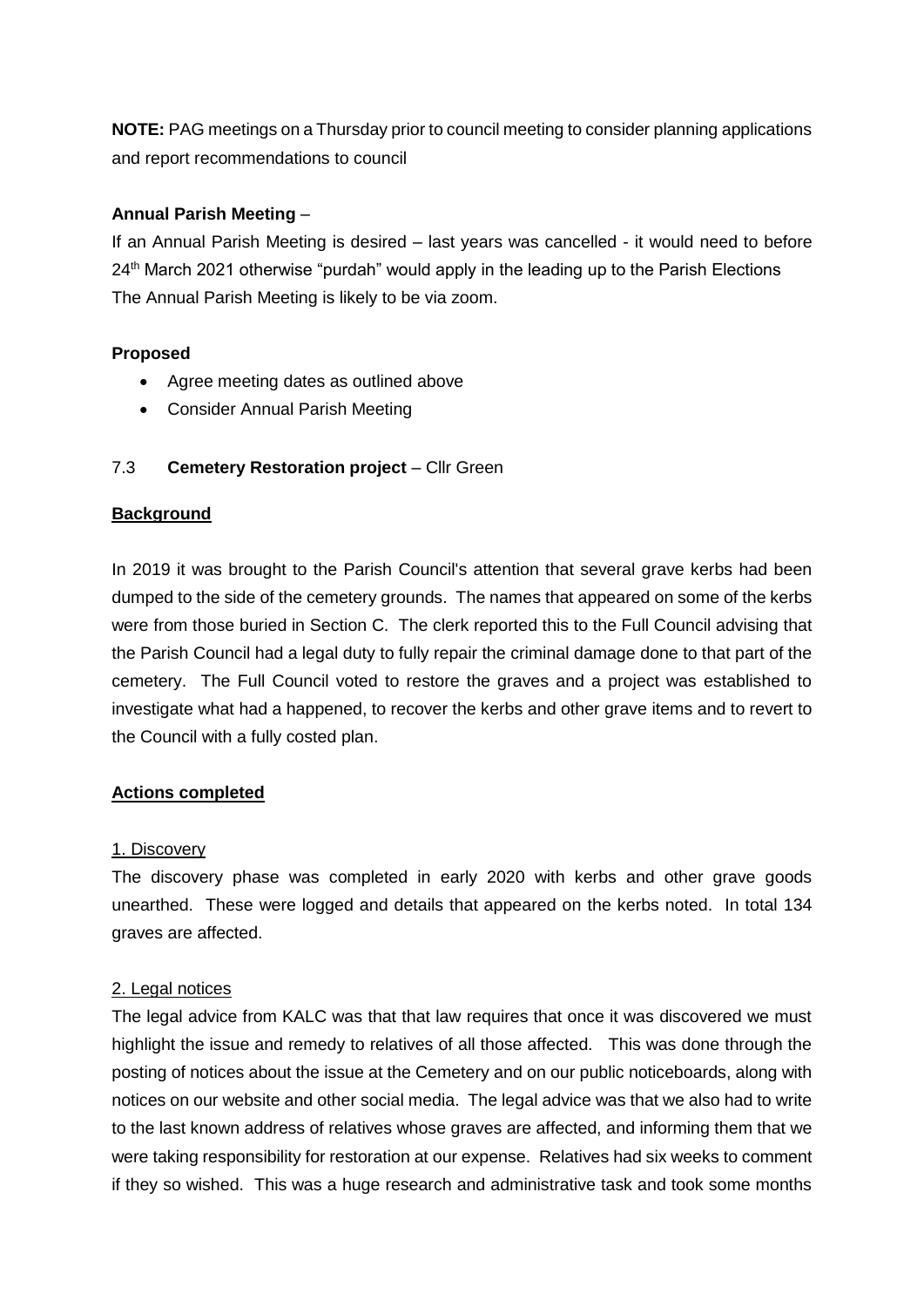**NOTE:** PAG meetings on a Thursday prior to council meeting to consider planning applications and report recommendations to council

**Annual Parish Meeting** –

If an Annual Parish Meeting is desired – last years was cancelled - it would need to before 24th March 2021 otherwise "purdah" would apply in the leading up to the Parish Elections
The Annual Parish Meeting is likely to be via zoom.

**Proposed**

- Agree meeting dates as outlined above
- Consider Annual Parish Meeting

7.3 **Cemetery Restoration project** – Cllr Green

**<u>Background</u>**

In 2019 it was brought to the Parish Council's attention that several grave kerbs had been dumped to the side of the cemetery grounds. The names that appeared on some of the kerbs were from those buried in Section C. The clerk reported this to the Full Council advising that the Parish Council had a legal duty to fully repair the criminal damage done to that part of the cemetery. The Full Council voted to restore the graves and a project was established to investigate what had a happened, to recover the kerbs and other grave items and to revert to the Council with a fully costed plan.

**<u>Actions completed</u>**

<u>1. Discovery</u>

The discovery phase was completed in early 2020 with kerbs and other grave goods unearthed. These were logged and details that appeared on the kerbs noted. In total 134 graves are affected.

<u>2. Legal notices</u>

The legal advice from KALC was that that law requires that once it was discovered we must highlight the issue and remedy to relatives of all those affected. This was done through the posting of notices about the issue at the Cemetery and on our public noticeboards, along with notices on our website and other social media. The legal advice was that we also had to write to the last known address of relatives whose graves are affected, and informing them that we were taking responsibility for restoration at our expense. Relatives had six weeks to comment if they so wished. This was a huge research and administrative task and took some months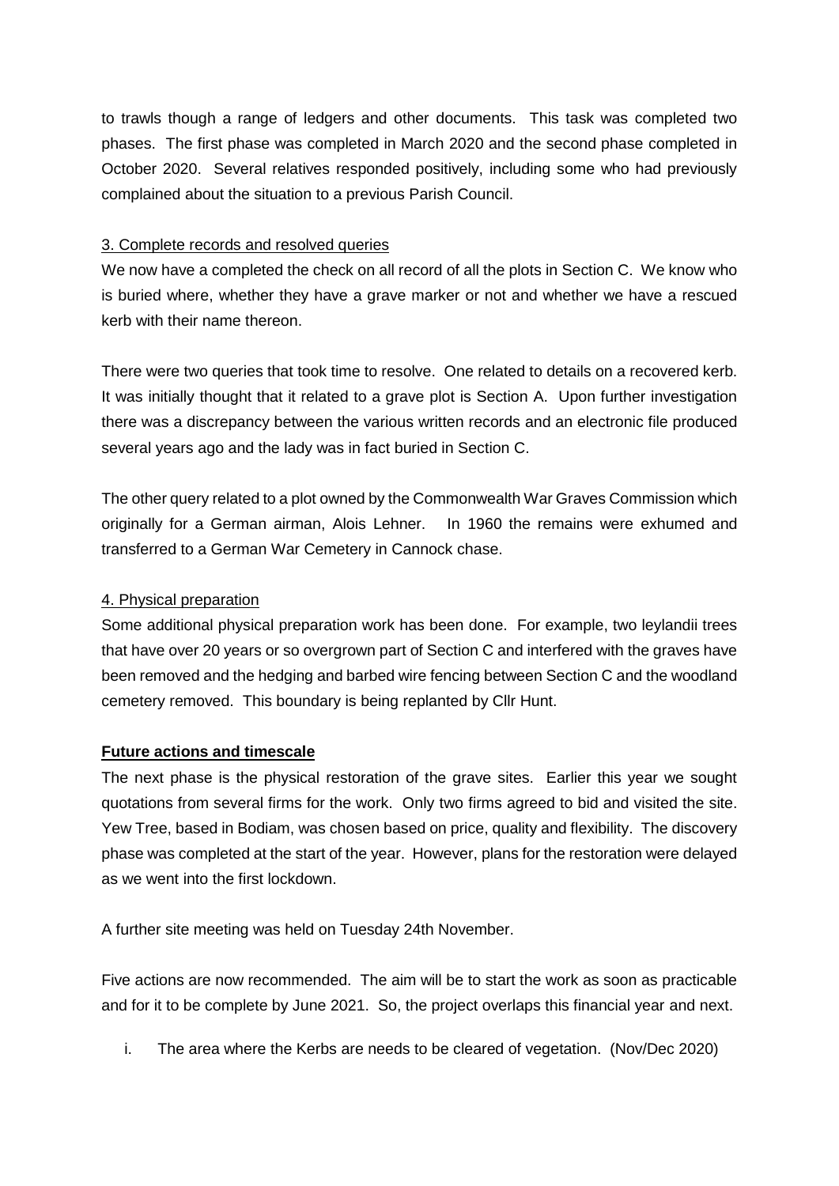to trawls though a range of ledgers and other documents. This task was completed two phases. The first phase was completed in March 2020 and the second phase completed in October 2020. Several relatives responded positively, including some who had previously complained about the situation to a previous Parish Council.

3. Complete records and resolved queries

We now have a completed the check on all record of all the plots in Section C. We know who is buried where, whether they have a grave marker or not and whether we have a rescued kerb with their name thereon.

There were two queries that took time to resolve. One related to details on a recovered kerb. It was initially thought that it related to a grave plot is Section A. Upon further investigation there was a discrepancy between the various written records and an electronic file produced several years ago and the lady was in fact buried in Section C.

The other query related to a plot owned by the Commonwealth War Graves Commission which originally for a German airman, Alois Lehner. In 1960 the remains were exhumed and transferred to a German War Cemetery in Cannock chase.

4. Physical preparation

Some additional physical preparation work has been done. For example, two leylandii trees that have over 20 years or so overgrown part of Section C and interfered with the graves have been removed and the hedging and barbed wire fencing between Section C and the woodland cemetery removed. This boundary is being replanted by Cllr Hunt.

**Future actions and timescale**

The next phase is the physical restoration of the grave sites. Earlier this year we sought quotations from several firms for the work. Only two firms agreed to bid and visited the site. Yew Tree, based in Bodiam, was chosen based on price, quality and flexibility. The discovery phase was completed at the start of the year. However, plans for the restoration were delayed as we went into the first lockdown.

A further site meeting was held on Tuesday 24th November.

Five actions are now recommended. The aim will be to start the work as soon as practicable and for it to be complete by June 2021. So, the project overlaps this financial year and next.

i. The area where the Kerbs are needs to be cleared of vegetation. (Nov/Dec 2020)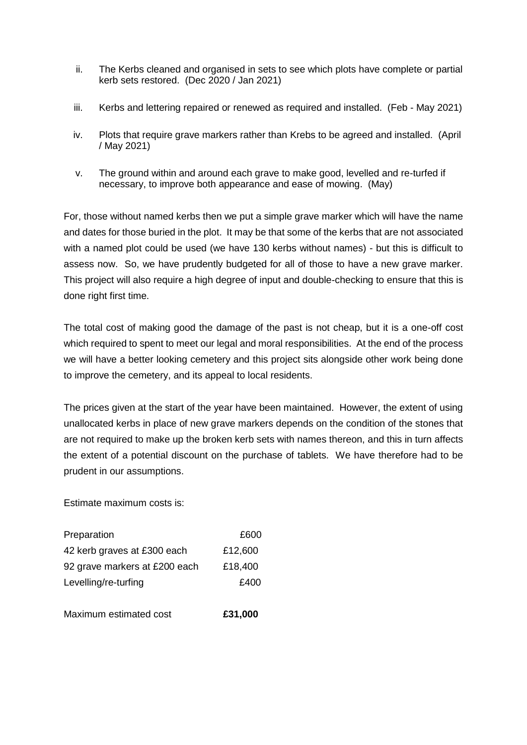ii. The Kerbs cleaned and organised in sets to see which plots have complete or partial kerb sets restored. (Dec 2020 / Jan 2021)

iii. Kerbs and lettering repaired or renewed as required and installed. (Feb - May 2021)

iv. Plots that require grave markers rather than Krebs to be agreed and installed. (April / May 2021)

v. The ground within and around each grave to make good, levelled and re-turfed if necessary, to improve both appearance and ease of mowing. (May)

For, those without named kerbs then we put a simple grave marker which will have the name and dates for those buried in the plot. It may be that some of the kerbs that are not associated with a named plot could be used (we have 130 kerbs without names) - but this is difficult to assess now. So, we have prudently budgeted for all of those to have a new grave marker. This project will also require a high degree of input and double-checking to ensure that this is done right first time.

The total cost of making good the damage of the past is not cheap, but it is a one-off cost which required to spent to meet our legal and moral responsibilities. At the end of the process we will have a better looking cemetery and this project sits alongside other work being done to improve the cemetery, and its appeal to local residents.

The prices given at the start of the year have been maintained. However, the extent of using unallocated kerbs in place of new grave markers depends on the condition of the stones that are not required to make up the broken kerb sets with names thereon, and this in turn affects the extent of a potential discount on the purchase of tablets. We have therefore had to be prudent in our assumptions.

Estimate maximum costs is:

| | |
|---|---|
| Preparation | £600 |
| 42 kerb graves at £300 each | £12,600 |
| 92 grave markers at £200 each | £18,400 |
| Levelling/re-turfing | £400 |
| | |
| Maximum estimated cost | **£31,000** |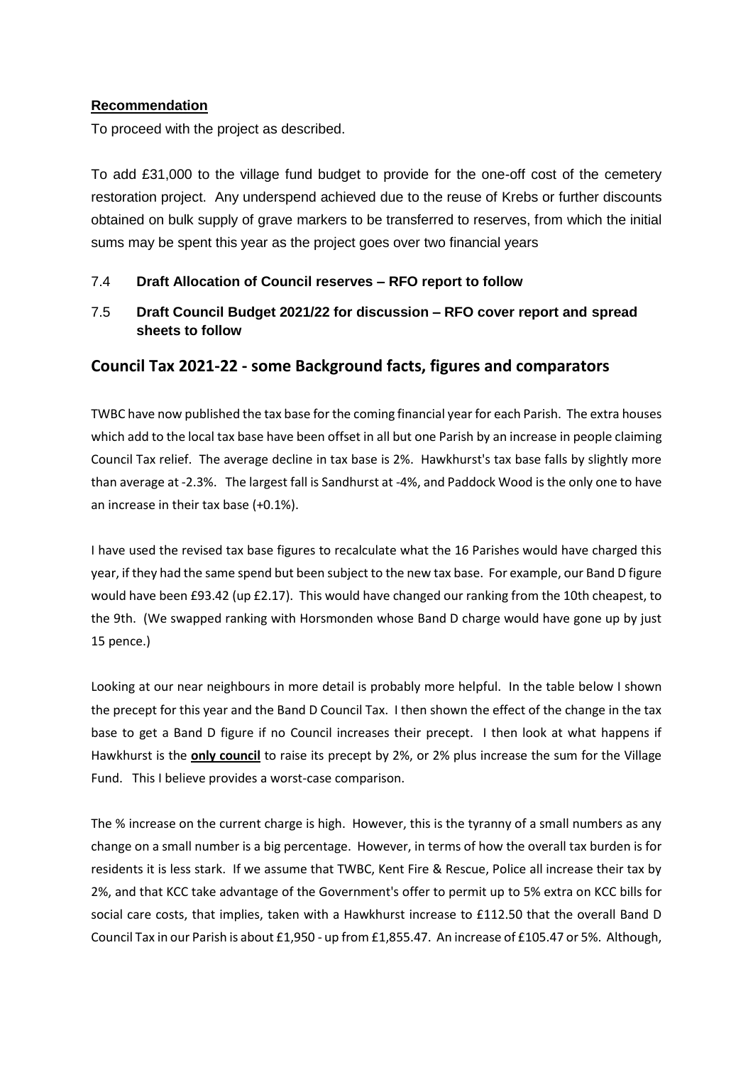**Recommendation**

To proceed with the project as described.

To add £31,000 to the village fund budget to provide for the one-off cost of the cemetery restoration project. Any underspend achieved due to the reuse of Krebs or further discounts obtained on bulk supply of grave markers to be transferred to reserves, from which the initial sums may be spent this year as the project goes over two financial years

7.4 **Draft Allocation of Council reserves – RFO report to follow**

7.5 **Draft Council Budget 2021/22 for discussion – RFO cover report and spread sheets to follow**

## Council Tax 2021-22 - some Background facts, figures and comparators

TWBC have now published the tax base for the coming financial year for each Parish. The extra houses which add to the local tax base have been offset in all but one Parish by an increase in people claiming Council Tax relief. The average decline in tax base is 2%. Hawkhurst's tax base falls by slightly more than average at -2.3%. The largest fall is Sandhurst at -4%, and Paddock Wood is the only one to have an increase in their tax base (+0.1%).

I have used the revised tax base figures to recalculate what the 16 Parishes would have charged this year, if they had the same spend but been subject to the new tax base. For example, our Band D figure would have been £93.42 (up £2.17). This would have changed our ranking from the 10th cheapest, to the 9th. (We swapped ranking with Horsmonden whose Band D charge would have gone up by just 15 pence.)

Looking at our near neighbours in more detail is probably more helpful. In the table below I shown the precept for this year and the Band D Council Tax. I then shown the effect of the change in the tax base to get a Band D figure if no Council increases their precept. I then look at what happens if Hawkhurst is the **only council** to raise its precept by 2%, or 2% plus increase the sum for the Village Fund. This I believe provides a worst-case comparison.

The % increase on the current charge is high. However, this is the tyranny of a small numbers as any change on a small number is a big percentage. However, in terms of how the overall tax burden is for residents it is less stark. If we assume that TWBC, Kent Fire & Rescue, Police all increase their tax by 2%, and that KCC take advantage of the Government's offer to permit up to 5% extra on KCC bills for social care costs, that implies, taken with a Hawkhurst increase to £112.50 that the overall Band D Council Tax in our Parish is about £1,950 - up from £1,855.47. An increase of £105.47 or 5%. Although,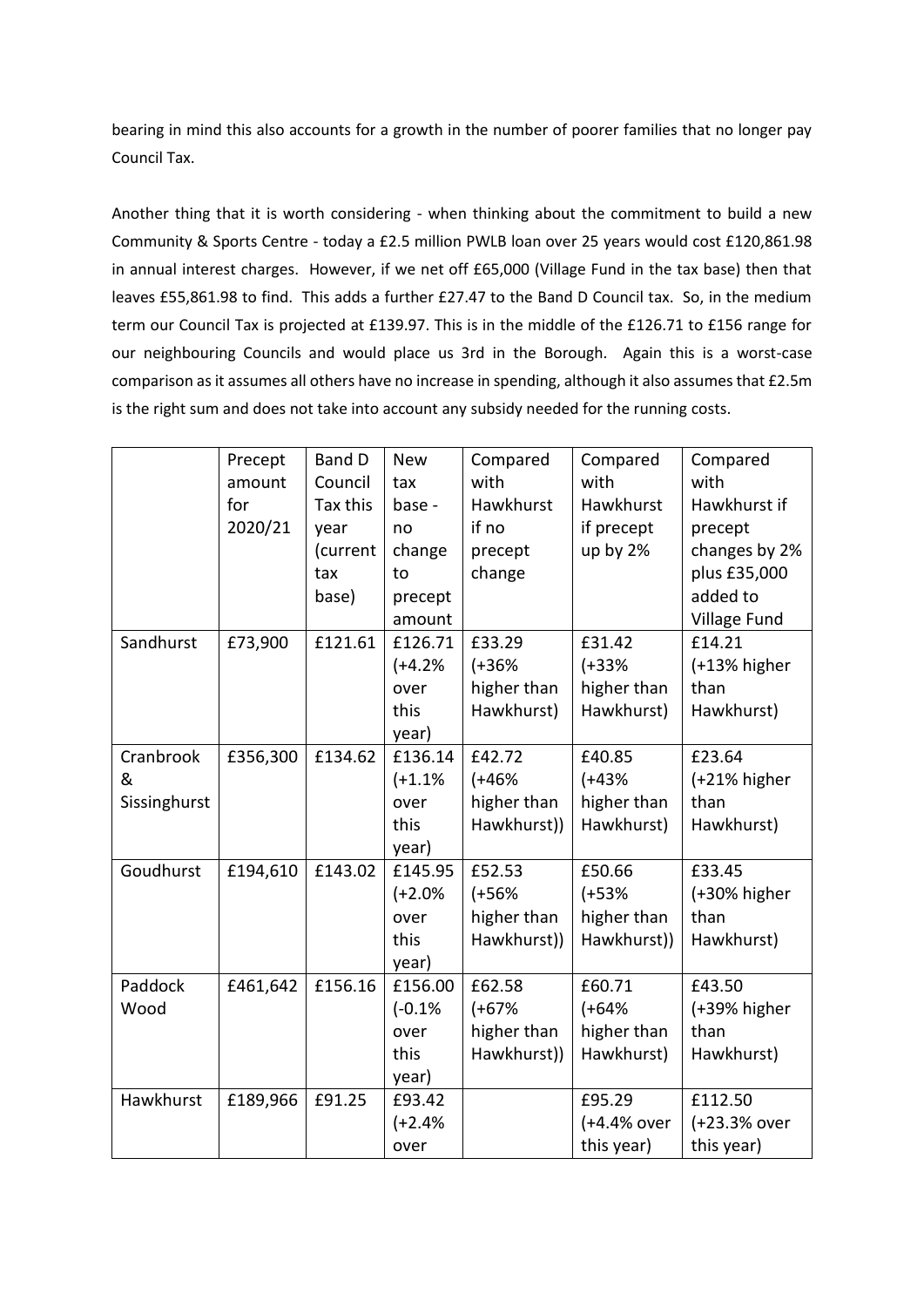bearing in mind this also accounts for a growth in the number of poorer families that no longer pay Council Tax.

Another thing that it is worth considering - when thinking about the commitment to build a new Community & Sports Centre - today a £2.5 million PWLB loan over 25 years would cost £120,861.98 in annual interest charges. However, if we net off £65,000 (Village Fund in the tax base) then that leaves £55,861.98 to find. This adds a further £27.47 to the Band D Council tax. So, in the medium term our Council Tax is projected at £139.97. This is in the middle of the £126.71 to £156 range for our neighbouring Councils and would place us 3rd in the Borough. Again this is a worst-case comparison as it assumes all others have no increase in spending, although it also assumes that £2.5m is the right sum and does not take into account any subsidy needed for the running costs.

| | Precept amount for 2020/21 | Band D Council Tax this year (current tax base) | New tax base - no change to precept amount | Compared with Hawkhurst if no precept change | Compared with Hawkhurst if precept up by 2% | Compared with Hawkhurst if precept changes by 2% plus £35,000 added to Village Fund |
|---|---|---|---|---|---|---|
| Sandhurst | £73,900 | £121.61 | £126.71 (+4.2% over this year) | £33.29 (+36% higher than Hawkhurst) | £31.42 (+33% higher than Hawkhurst) | £14.21 (+13% higher than Hawkhurst) |
| Cranbrook & Sissinghurst | £356,300 | £134.62 | £136.14 (+1.1% over this year) | £42.72 (+46% higher than Hawkhurst)) | £40.85 (+43% higher than Hawkhurst) | £23.64 (+21% higher than Hawkhurst) |
| Goudhurst | £194,610 | £143.02 | £145.95 (+2.0% over this year) | £52.53 (+56% higher than Hawkhurst)) | £50.66 (+53% higher than Hawkhurst)) | £33.45 (+30% higher than Hawkhurst) |
| Paddock Wood | £461,642 | £156.16 | £156.00 (-0.1% over this year) | £62.58 (+67% higher than Hawkhurst)) | £60.71 (+64% higher than Hawkhurst) | £43.50 (+39% higher than Hawkhurst) |
| Hawkhurst | £189,966 | £91.25 | £93.42 (+2.4% over | | £95.29 (+4.4% over this year) | £112.50 (+23.3% over this year) |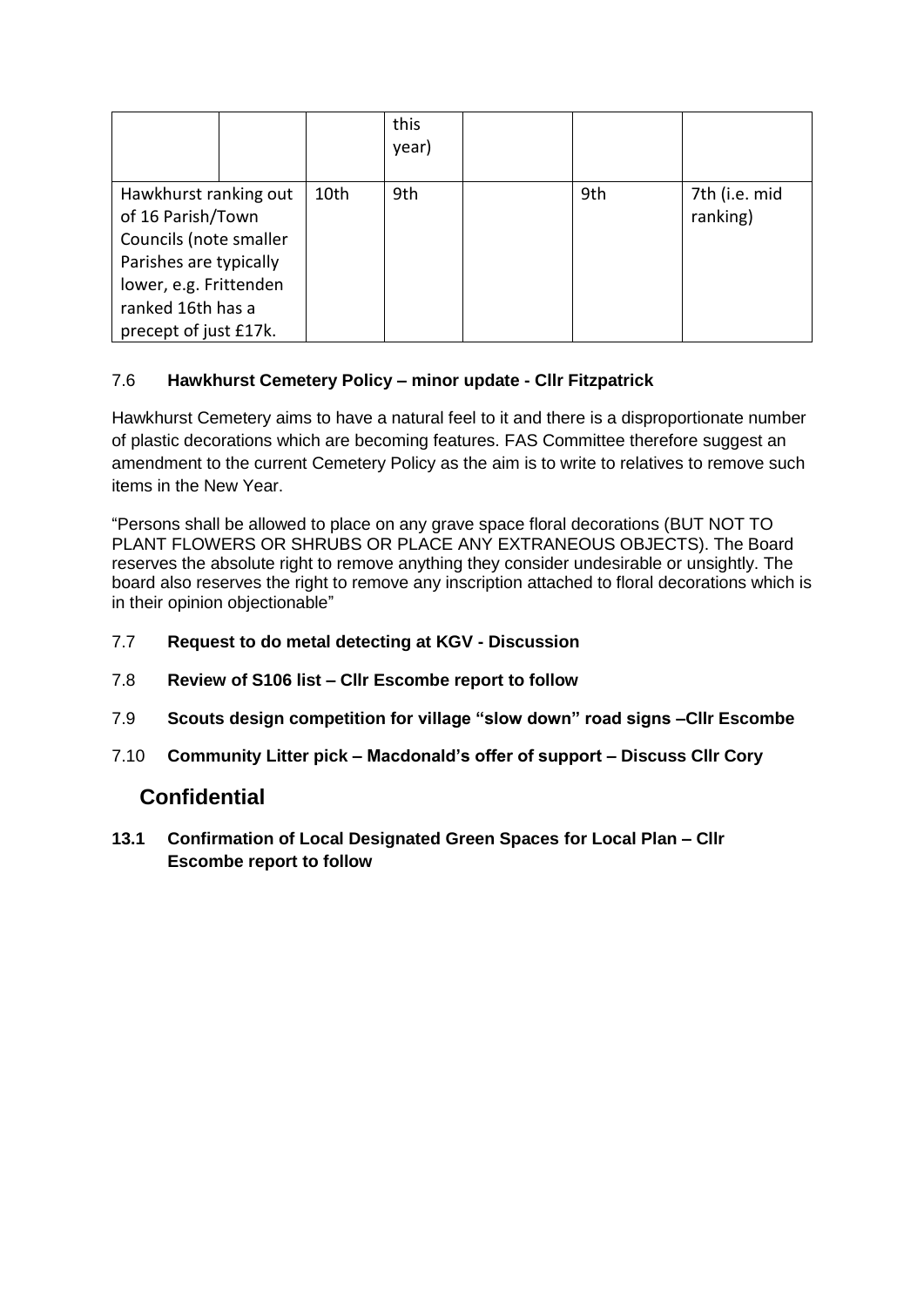| | | | | | | |
|---|---|---|---|---|---|---|
| | | | this year) | | | |
| Hawkhurst ranking out of 16 Parish/Town Councils (note smaller Parishes are typically lower, e.g. Frittenden ranked 16th has a precept of just £17k. | | 10th | 9th | | 9th | 7th (i.e. mid ranking) |

7.6 **Hawkhurst Cemetery Policy – minor update - Cllr Fitzpatrick**

Hawkhurst Cemetery aims to have a natural feel to it and there is a disproportionate number of plastic decorations which are becoming features. FAS Committee therefore suggest an amendment to the current Cemetery Policy as the aim is to write to relatives to remove such items in the New Year.

"Persons shall be allowed to place on any grave space floral decorations (BUT NOT TO PLANT FLOWERS OR SHRUBS OR PLACE ANY EXTRANEOUS OBJECTS). The Board reserves the absolute right to remove anything they consider undesirable or unsightly. The board also reserves the right to remove any inscription attached to floral decorations which is in their opinion objectionable"

7.7 **Request to do metal detecting at KGV - Discussion**

7.8 **Review of S106 list – Cllr Escombe report to follow**

7.9 **Scouts design competition for village "slow down" road signs –Cllr Escombe**

7.10 **Community Litter pick – Macdonald's offer of support – Discuss Cllr Cory**

## Confidential

**13.1 Confirmation of Local Designated Green Spaces for Local Plan – Cllr Escombe report to follow**